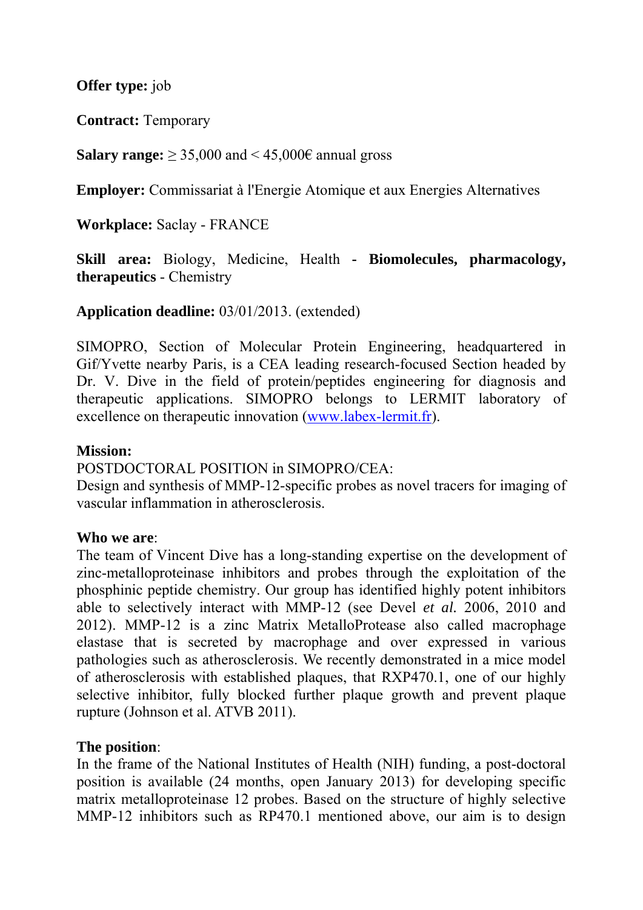**Offer type:** job

**Contract:** Temporary

**Salary range:** ≥ 35,000 and < 45,000€ annual gross

**Employer:** Commissariat à l'Energie Atomique et aux Energies Alternatives

**Workplace:** Saclay - FRANCE

**Skill area:** Biology, Medicine, Health - **Biomolecules, pharmacology, therapeutics** - Chemistry

**Application deadline:** 03/01/2013. (extended)

SIMOPRO, Section of Molecular Protein Engineering, headquartered in Gif/Yvette nearby Paris, is a CEA leading research-focused Section headed by Dr. V. Dive in the field of protein/peptides engineering for diagnosis and therapeutic applications. SIMOPRO belongs to LERMIT laboratory of excellence on therapeutic innovation (www.labex-lermit.fr).

**Mission:**

POSTDOCTORAL POSITION in SIMOPRO/CEA:

Design and synthesis of MMP-12-specific probes as novel tracers for imaging of vascular inflammation in atherosclerosis.

**Who we are**:

The team of Vincent Dive has a long-standing expertise on the development of zinc-metalloproteinase inhibitors and probes through the exploitation of the phosphinic peptide chemistry. Our group has identified highly potent inhibitors able to selectively interact with MMP-12 (see Devel *et al.* 2006, 2010 and 2012). MMP-12 is a zinc Matrix MetalloProtease also called macrophage elastase that is secreted by macrophage and over expressed in various pathologies such as atherosclerosis. We recently demonstrated in a mice model of atherosclerosis with established plaques, that RXP470.1, one of our highly selective inhibitor, fully blocked further plaque growth and prevent plaque rupture (Johnson et al. ATVB 2011).

**The position**:

In the frame of the National Institutes of Health (NIH) funding, a post-doctoral position is available (24 months, open January 2013) for developing specific matrix metalloproteinase 12 probes. Based on the structure of highly selective MMP-12 inhibitors such as RP470.1 mentioned above, our aim is to design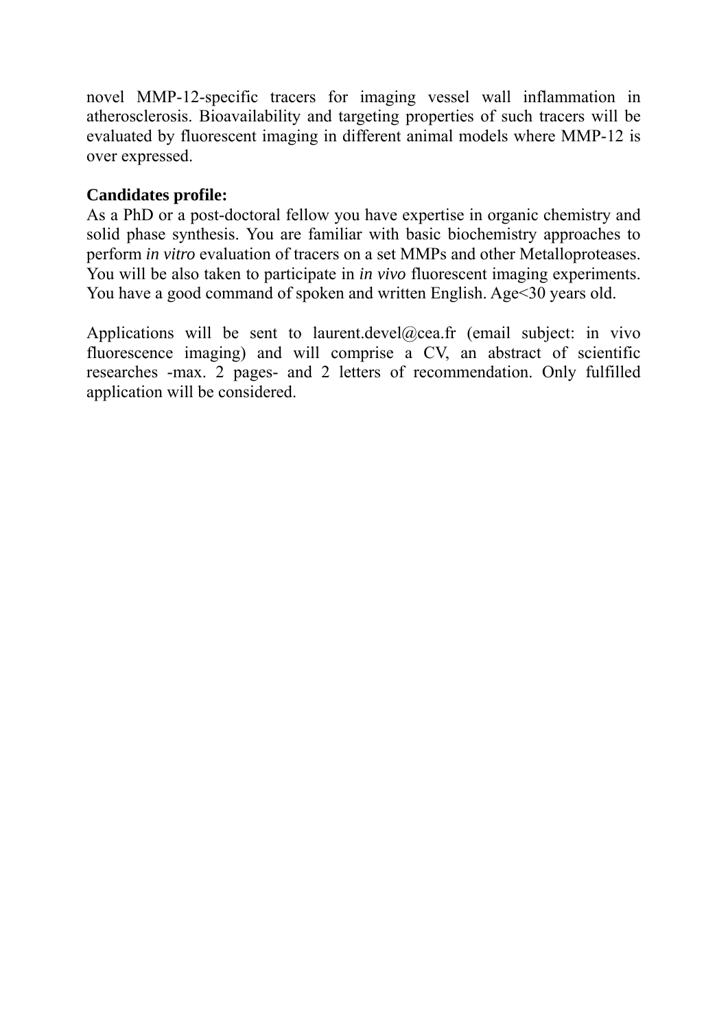novel MMP-12-specific tracers for imaging vessel wall inflammation in atherosclerosis. Bioavailability and targeting properties of such tracers will be evaluated by fluorescent imaging in different animal models where MMP-12 is over expressed.

**Candidates profile:**

As a PhD or a post-doctoral fellow you have expertise in organic chemistry and solid phase synthesis. You are familiar with basic biochemistry approaches to perform *in vitro* evaluation of tracers on a set MMPs and other Metalloproteases. You will be also taken to participate in *in vivo* fluorescent imaging experiments. You have a good command of spoken and written English. Age<30 years old.

Applications will be sent to laurent.devel@cea.fr (email subject: in vivo fluorescence imaging) and will comprise a CV, an abstract of scientific researches -max. 2 pages- and 2 letters of recommendation. Only fulfilled application will be considered.